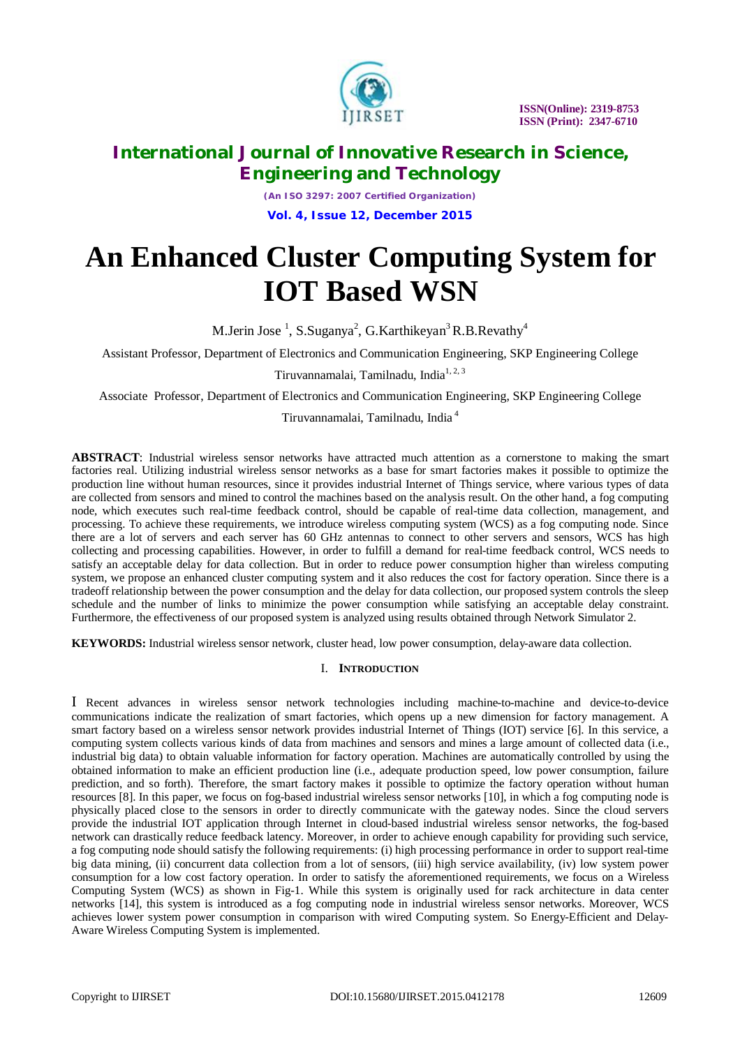# An Enhanced Cluster Computing System for IOT Based WSN

M.Jerin Jose [1], S.Suganya[2], G.Karthikeyan[3] R.B.Revathy[4]

Assistant Professor, Department of Electronics and Communication Engineering, SKP Engineering College

Tiruvannamalai, Tamilnadu, India[1, 2, 3]

Associate Professor, Department of Electronics and Communication Engineering, SKP Engineering College

Tiruvannamalai, Tamilnadu, India [4]

**ABSTRACT**: Industrial wireless sensor networks have attracted much attention as a cornerstone to making the smart factories real. Utilizing industrial wireless sensor networks as a base for smart factories makes it possible to optimize the production line without human resources, since it provides industrial Internet of Things service, where various types of data are collected from sensors and mined to control the machines based on the analysis result. On the other hand, a fog computing node, which executes such real-time feedback control, should be capable of real-time data collection, management, and processing. To achieve these requirements, we introduce wireless computing system (WCS) as a fog computing node. Since there are a lot of servers and each server has 60 GHz antennas to connect to other servers and sensors, WCS has high collecting and processing capabilities. However, in order to fulfill a demand for real-time feedback control, WCS needs to satisfy an acceptable delay for data collection. But in order to reduce power consumption higher than wireless computing system, we propose an enhanced cluster computing system and it also reduces the cost for factory operation. Since there is a tradeoff relationship between the power consumption and the delay for data collection, our proposed system controls the sleep schedule and the number of links to minimize the power consumption while satisfying an acceptable delay constraint. Furthermore, the effectiveness of our proposed system is analyzed using results obtained through Network Simulator 2.

**KEYWORDS:** Industrial wireless sensor network, cluster head, low power consumption, delay-aware data collection.

## I. Introduction

I Recent advances in wireless sensor network technologies including machine-to-machine and device-to-device communications indicate the realization of smart factories, which opens up a new dimension for factory management. A smart factory based on a wireless sensor network provides industrial Internet of Things (IOT) service [6]. In this service, a computing system collects various kinds of data from machines and sensors and mines a large amount of collected data (i.e., industrial big data) to obtain valuable information for factory operation. Machines are automatically controlled by using the obtained information to make an efficient production line (i.e., adequate production speed, low power consumption, failure prediction, and so forth). Therefore, the smart factory makes it possible to optimize the factory operation without human resources [8]. In this paper, we focus on fog-based industrial wireless sensor networks [10], in which a fog computing node is physically placed close to the sensors in order to directly communicate with the gateway nodes. Since the cloud servers provide the industrial IOT application through Internet in cloud-based industrial wireless sensor networks, the fog-based network can drastically reduce feedback latency. Moreover, in order to achieve enough capability for providing such service, a fog computing node should satisfy the following requirements: (i) high processing performance in order to support real-time big data mining, (ii) concurrent data collection from a lot of sensors, (iii) high service availability, (iv) low system power consumption for a low cost factory operation. In order to satisfy the aforementioned requirements, we focus on a Wireless Computing System (WCS) as shown in Fig-1. While this system is originally used for rack architecture in data center networks [14], this system is introduced as a fog computing node in industrial wireless sensor networks. Moreover, WCS achieves lower system power consumption in comparison with wired Computing system. So Energy-Efficient and Delay-Aware Wireless Computing System is implemented.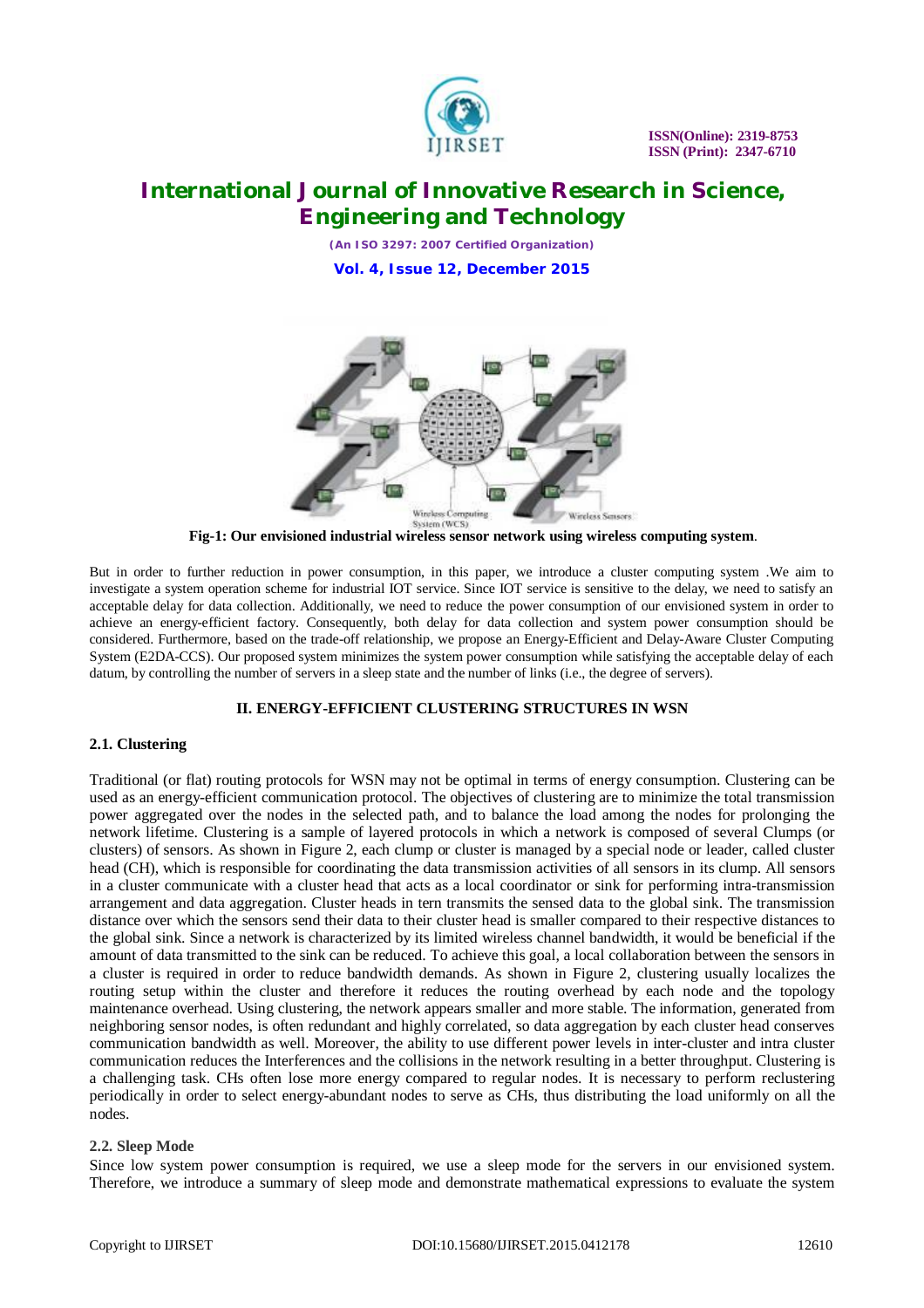**Fig-1: Our envisioned industrial wireless sensor network using wireless computing system**.

But in order to further reduction in power consumption, in this paper, we introduce a cluster computing system .We aim to investigate a system operation scheme for industrial IOT service. Since IOT service is sensitive to the delay, we need to satisfy an acceptable delay for data collection. Additionally, we need to reduce the power consumption of our envisioned system in order to achieve an energy-efficient factory. Consequently, both delay for data collection and system power consumption should be considered. Furthermore, based on the trade-off relationship, we propose an Energy-Efficient and Delay-Aware Cluster Computing System (E2DA-CCS). Our proposed system minimizes the system power consumption while satisfying the acceptable delay of each datum, by controlling the number of servers in a sleep state and the number of links (i.e., the degree of servers).

## II. ENERGY-EFFICIENT CLUSTERING STRUCTURES IN WSN

### 2.1. Clustering

Traditional (or flat) routing protocols for WSN may not be optimal in terms of energy consumption. Clustering can be used as an energy-efficient communication protocol. The objectives of clustering are to minimize the total transmission power aggregated over the nodes in the selected path, and to balance the load among the nodes for prolonging the network lifetime. Clustering is a sample of layered protocols in which a network is composed of several Clumps (or clusters) of sensors. As shown in Figure 2, each clump or cluster is managed by a special node or leader, called cluster head (CH), which is responsible for coordinating the data transmission activities of all sensors in its clump. All sensors in a cluster communicate with a cluster head that acts as a local coordinator or sink for performing intra-transmission arrangement and data aggregation. Cluster heads in tern transmits the sensed data to the global sink. The transmission distance over which the sensors send their data to their cluster head is smaller compared to their respective distances to the global sink. Since a network is characterized by its limited wireless channel bandwidth, it would be beneficial if the amount of data transmitted to the sink can be reduced. To achieve this goal, a local collaboration between the sensors in a cluster is required in order to reduce bandwidth demands. As shown in Figure 2, clustering usually localizes the routing setup within the cluster and therefore it reduces the routing overhead by each node and the topology maintenance overhead. Using clustering, the network appears smaller and more stable. The information, generated from neighboring sensor nodes, is often redundant and highly correlated, so data aggregation by each cluster head conserves communication bandwidth as well. Moreover, the ability to use different power levels in inter-cluster and intra cluster communication reduces the Interferences and the collisions in the network resulting in a better throughput. Clustering is a challenging task. CHs often lose more energy compared to regular nodes. It is necessary to perform reclustering periodically in order to select energy-abundant nodes to serve as CHs, thus distributing the load uniformly on all the nodes.

### 2.2. Sleep Mode

Since low system power consumption is required, we use a sleep mode for the servers in our envisioned system. Therefore, we introduce a summary of sleep mode and demonstrate mathematical expressions to evaluate the system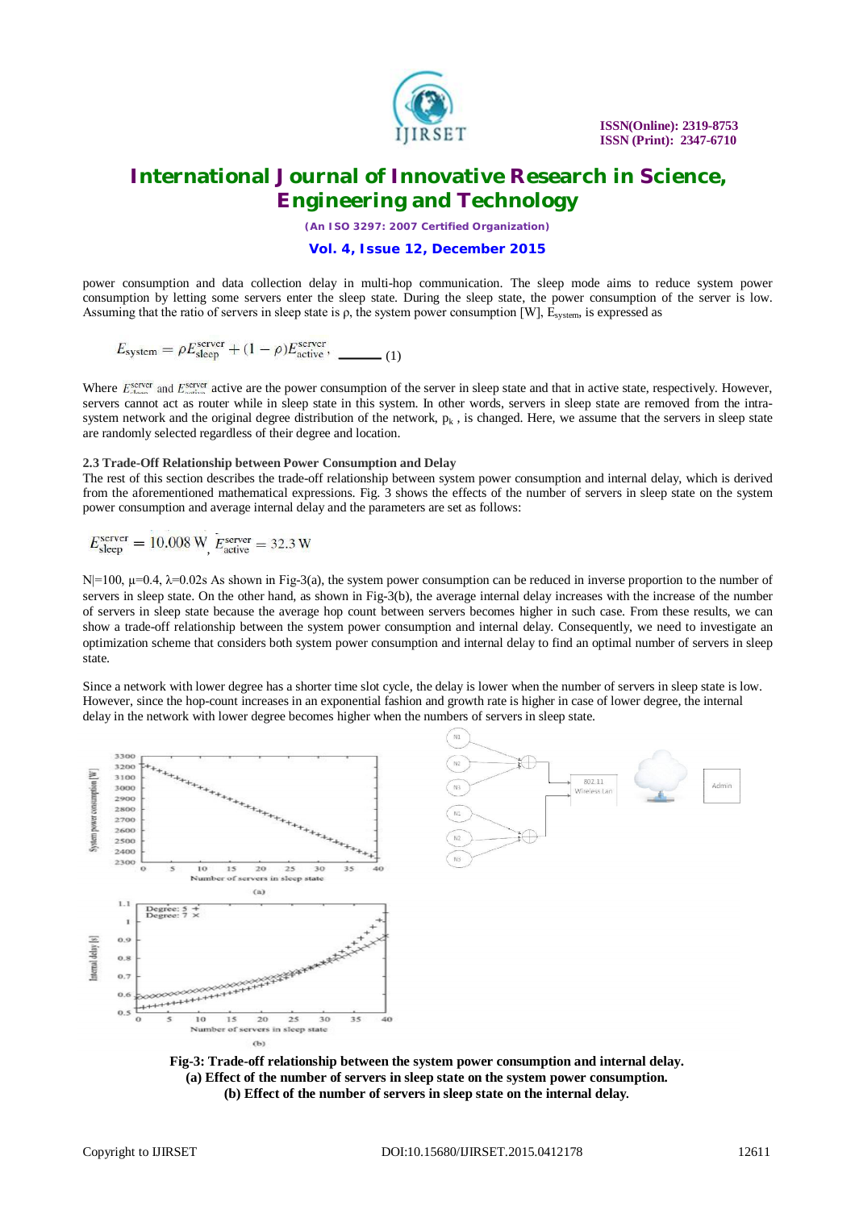power consumption and data collection delay in multi-hop communication. The sleep mode aims to reduce system power consumption by letting some servers enter the sleep state. During the sleep state, the power consumption of the server is low. Assuming that the ratio of servers in sleep state is ρ, the system power consumption [W], $E_{system}$, is expressed as

$$E_{\text{system}} = \rho E_{\text{sleep}}^{\text{server}} + (1-\rho) E_{\text{active}}^{\text{server}}, \quad \text{——— (1)}$$

Where $E_{\text{sleep}}^{\text{server}}$ and $E_{\text{active}}^{\text{server}}$ active are the power consumption of the server in sleep state and that in active state, respectively. However, servers cannot act as router while in sleep state in this system. In other words, servers in sleep state are removed from the intra-system network and the original degree distribution of the network, $p_k$ , is changed. Here, we assume that the servers in sleep state are randomly selected regardless of their degree and location.

### 2.3 Trade-Off Relationship between Power Consumption and Delay

The rest of this section describes the trade-off relationship between system power consumption and internal delay, which is derived from the aforementioned mathematical expressions. Fig. 3 shows the effects of the number of servers in sleep state on the system power consumption and average internal delay and the parameters are set as follows:

$$E_{\text{sleep}}^{\text{server}} = 10.008 \text{ W}, \; E_{\text{active}}^{\text{server}} = 32.3 \text{ W}$$

N|=100, μ=0.4, λ=0.02s As shown in Fig-3(a), the system power consumption can be reduced in inverse proportion to the number of servers in sleep state. On the other hand, as shown in Fig-3(b), the average internal delay increases with the increase of the number of servers in sleep state because the average hop count between servers becomes higher in such case. From these results, we can show a trade-off relationship between the system power consumption and internal delay. Consequently, we need to investigate an optimization scheme that considers both system power consumption and internal delay to find an optimal number of servers in sleep state.

Since a network with lower degree has a shorter time slot cycle, the delay is lower when the number of servers in sleep state is low. However, since the hop-count increases in an exponential fashion and growth rate is higher in case of lower degree, the internal delay in the network with lower degree becomes higher when the numbers of servers in sleep state.

**Fig-3: Trade-off relationship between the system power consumption and internal delay.**
**(a) Effect of the number of servers in sleep state on the system power consumption.**
**(b) Effect of the number of servers in sleep state on the internal delay.**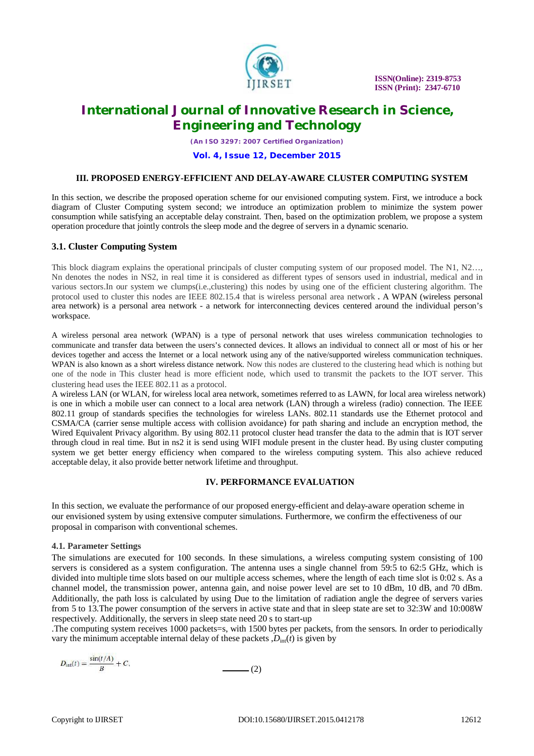## III. PROPOSED ENERGY-EFFICIENT AND DELAY-AWARE CLUSTER COMPUTING SYSTEM

In this section, we describe the proposed operation scheme for our envisioned computing system. First, we introduce a bock diagram of Cluster Computing system second; we introduce an optimization problem to minimize the system power consumption while satisfying an acceptable delay constraint. Then, based on the optimization problem, we propose a system operation procedure that jointly controls the sleep mode and the degree of servers in a dynamic scenario.

### 3.1. Cluster Computing System

This block diagram explains the operational principals of cluster computing system of our proposed model. The N1, N2…, Nn denotes the nodes in NS2, in real time it is considered as different types of sensors used in industrial, medical and in various sectors.In our system we clumps(i.e.,clustering) this nodes by using one of the efficient clustering algorithm. The protocol used to cluster this nodes are IEEE 802.15.4 that is wireless personal area network **.** A WPAN (wireless personal area network) is a personal area network - a network for interconnecting devices centered around the individual person's workspace.

A wireless personal area network (WPAN) is a type of personal network that uses wireless communication technologies to communicate and transfer data between the users's connected devices. It allows an individual to connect all or most of his or her devices together and access the Internet or a local network using any of the native/supported wireless communication techniques. WPAN is also known as a short wireless distance network. Now this nodes are clustered to the clustering head which is nothing but one of the node in This cluster head is more efficient node, which used to transmit the packets to the IOT server. This clustering head uses the IEEE 802.11 as a protocol.
A wireless LAN (or WLAN, for wireless local area network, sometimes referred to as LAWN, for local area wireless network) is one in which a mobile user can connect to a local area network (LAN) through a wireless (radio) connection. The IEEE 802.11 group of standards specifies the technologies for wireless LANs. 802.11 standards use the Ethernet protocol and CSMA/CA (carrier sense multiple access with collision avoidance) for path sharing and include an encryption method, the Wired Equivalent Privacy algorithm. By using 802.11 protocol cluster head transfer the data to the admin that is IOT server through cloud in real time. But in ns2 it is send using WIFI module present in the cluster head. By using cluster computing system we get better energy efficiency when compared to the wireless computing system. This also achieve reduced acceptable delay, it also provide better network lifetime and throughput.

## IV. PERFORMANCE EVALUATION

In this section, we evaluate the performance of our proposed energy-efficient and delay-aware operation scheme in our envisioned system by using extensive computer simulations. Furthermore, we confirm the effectiveness of our proposal in comparison with conventional schemes.

### 4.1. Parameter Settings

The simulations are executed for 100 seconds. In these simulations, a wireless computing system consisting of 100 servers is considered as a system configuration. The antenna uses a single channel from 59:5 to 62:5 GHz, which is divided into multiple time slots based on our multiple access schemes, where the length of each time slot is 0:02 s. As a channel model, the transmission power, antenna gain, and noise power level are set to 10 dBm, 10 dB, and 70 dBm. Additionally, the path loss is calculated by using Due to the limitation of radiation angle the degree of servers varies from 5 to 13.The power consumption of the servers in active state and that in sleep state are set to 32:3W and 10:008W respectively. Additionally, the servers in sleep state need 20 s to start-up
.The computing system receives 1000 packets=s, with 1500 bytes per packets, from the sensors. In order to periodically vary the minimum acceptable internal delay of these packets ,$D_{\text{int}}(t)$ is given by

$$D_{\text{int}}(t) = \frac{\sin(t/A)}{B} + C, \qquad (2)$$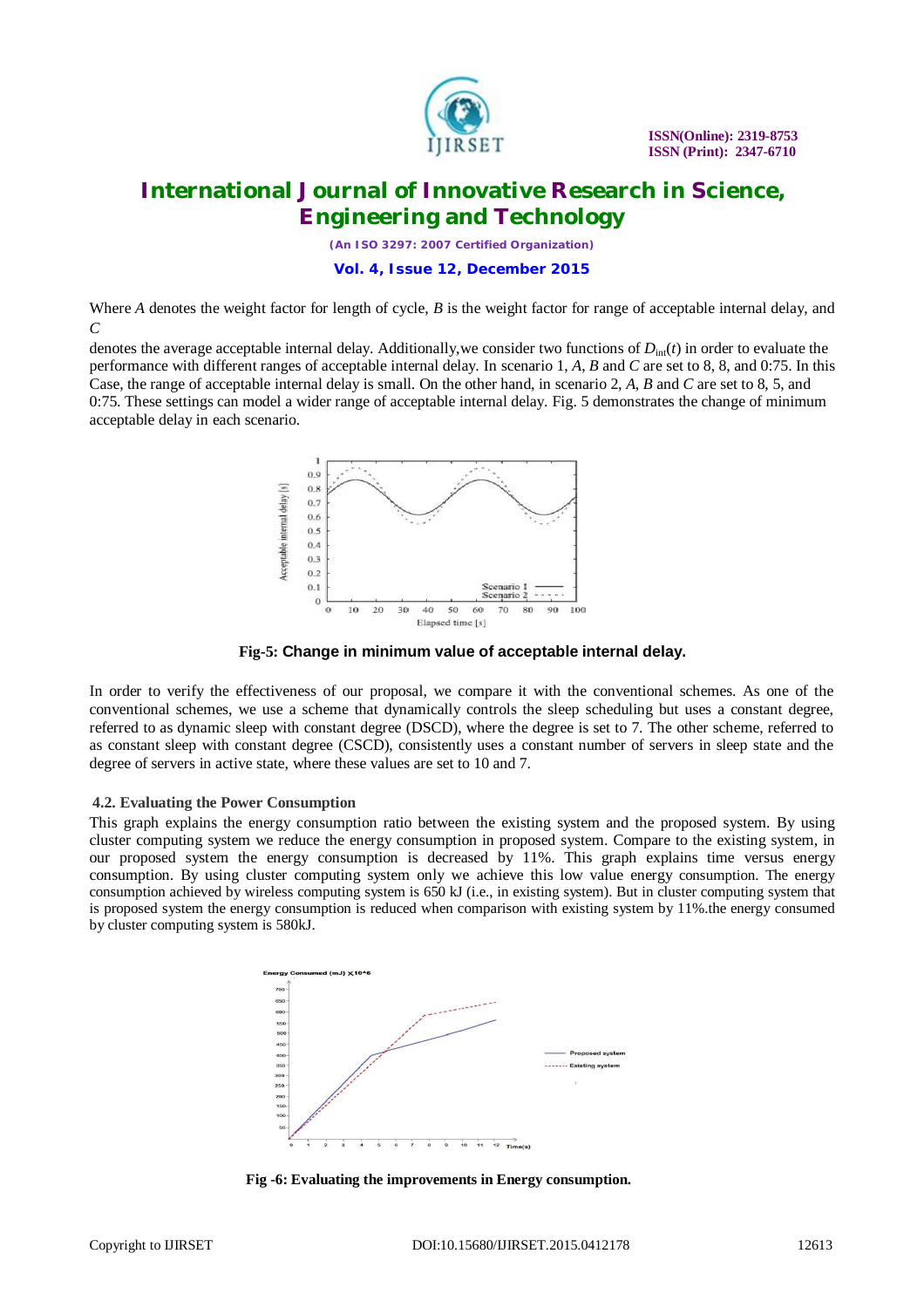Where $A$ denotes the weight factor for length of cycle, $B$ is the weight factor for range of acceptable internal delay, and $C$

denotes the average acceptable internal delay. Additionally,we consider two functions of $D_{int}(t)$ in order to evaluate the performance with different ranges of acceptable internal delay. In scenario 1, $A$, $B$ and $C$ are set to 8, 8, and 0:75. In this Case, the range of acceptable internal delay is small. On the other hand, in scenario 2, $A$, $B$ and $C$ are set to 8, 5, and 0:75. These settings can model a wider range of acceptable internal delay. Fig. 5 demonstrates the change of minimum acceptable delay in each scenario.

**Fig-5: Change in minimum value of acceptable internal delay.**

In order to verify the effectiveness of our proposal, we compare it with the conventional schemes. As one of the conventional schemes, we use a scheme that dynamically controls the sleep scheduling but uses a constant degree, referred to as dynamic sleep with constant degree (DSCD), where the degree is set to 7. The other scheme, referred to as constant sleep with constant degree (CSCD), consistently uses a constant number of servers in sleep state and the degree of servers in active state, where these values are set to 10 and 7.

### 4.2. Evaluating the Power Consumption

This graph explains the energy consumption ratio between the existing system and the proposed system. By using cluster computing system we reduce the energy consumption in proposed system. Compare to the existing system, in our proposed system the energy consumption is decreased by 11%. This graph explains time versus energy consumption. By using cluster computing system only we achieve this low value energy consumption. The energy consumption achieved by wireless computing system is 650 kJ (i.e., in existing system). But in cluster computing system that is proposed system the energy consumption is reduced when comparison with existing system by 11%.the energy consumed by cluster computing system is 580kJ.

**Fig -6: Evaluating the improvements in Energy consumption.**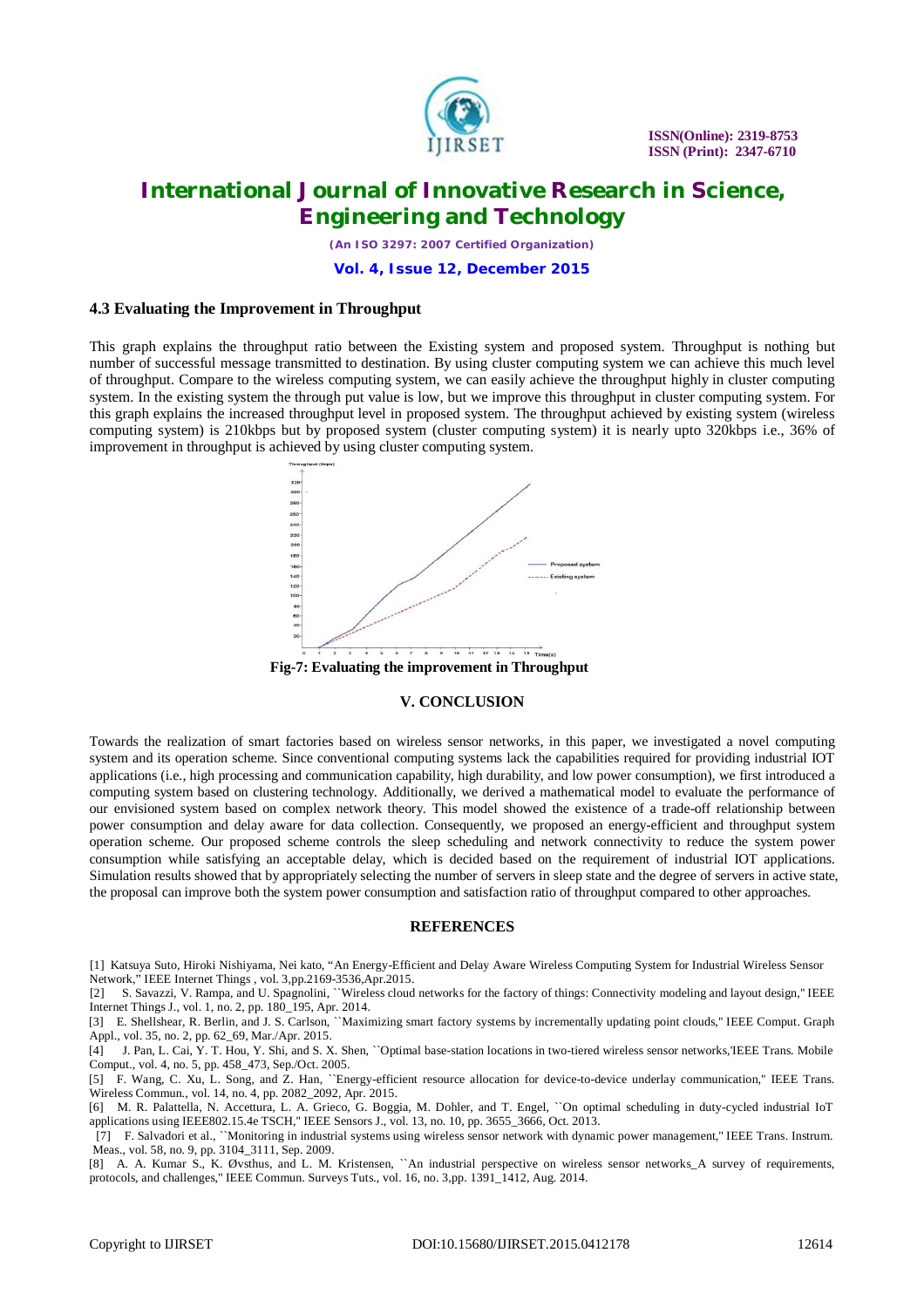### 4.3 Evaluating the Improvement in Throughput

This graph explains the throughput ratio between the Existing system and proposed system. Throughput is nothing but number of successful message transmitted to destination. By using cluster computing system we can achieve this much level of throughput. Compare to the wireless computing system, we can easily achieve the throughput highly in cluster computing system. In the existing system the through put value is low, but we improve this throughput in cluster computing system. For this graph explains the increased throughput level in proposed system. The throughput achieved by existing system (wireless computing system) is 210kbps but by proposed system (cluster computing system) it is nearly upto 320kbps i.e., 36% of improvement in throughput is achieved by using cluster computing system.

**Fig-7: Evaluating the improvement in Throughput**

### V. CONCLUSION

Towards the realization of smart factories based on wireless sensor networks, in this paper, we investigated a novel computing system and its operation scheme. Since conventional computing systems lack the capabilities required for providing industrial IOT applications (i.e., high processing and communication capability, high durability, and low power consumption), we first introduced a computing system based on clustering technology. Additionally, we derived a mathematical model to evaluate the performance of our envisioned system based on complex network theory. This model showed the existence of a trade-off relationship between power consumption and delay aware for data collection. Consequently, we proposed an energy-efficient and throughput system operation scheme. Our proposed scheme controls the sleep scheduling and network connectivity to reduce the system power consumption while satisfying an acceptable delay, which is decided based on the requirement of industrial IOT applications. Simulation results showed that by appropriately selecting the number of servers in sleep state and the degree of servers in active state, the proposal can improve both the system power consumption and satisfaction ratio of throughput compared to other approaches.

### REFERENCES

[1] Katsuya Suto, Hiroki Nishiyama, Nei kato, "An Energy-Efficient and Delay Aware Wireless Computing System for Industrial Wireless Sensor Network," IEEE Internet Things , vol. 3,pp.2169-3536,Apr.2015.

[2] S. Savazzi, V. Rampa, and U. Spagnolini, ``Wireless cloud networks for the factory of things: Connectivity modeling and layout design," IEEE Internet Things J., vol. 1, no. 2, pp. 180_195, Apr. 2014.

[3] E. Shellshear, R. Berlin, and J. S. Carlson, ``Maximizing smart factory systems by incrementally updating point clouds," IEEE Comput. Graph Appl., vol. 35, no. 2, pp. 62_69, Mar./Apr. 2015.

[4] J. Pan, L. Cai, Y. T. Hou, Y. Shi, and S. X. Shen, ``Optimal base-station locations in two-tiered wireless sensor networks,'IEEE Trans. Mobile Comput., vol. 4, no. 5, pp. 458_473, Sep./Oct. 2005.

[5] F. Wang, C. Xu, L. Song, and Z. Han, ``Energy-efficient resource allocation for device-to-device underlay communication," IEEE Trans. Wireless Commun., vol. 14, no. 4, pp. 2082_2092, Apr. 2015.

[6] M. R. Palattella, N. Accettura, L. A. Grieco, G. Boggia, M. Dohler, and T. Engel, ``On optimal scheduling in duty-cycled industrial IoT applications using IEEE802.15.4e TSCH," IEEE Sensors J., vol. 13, no. 10, pp. 3655_3666, Oct. 2013.

[7] F. Salvadori et al., ``Monitoring in industrial systems using wireless sensor network with dynamic power management," IEEE Trans. Instrum. Meas., vol. 58, no. 9, pp. 3104_3111, Sep. 2009.

[8] A. A. Kumar S., K. Øvsthus, and L. M. Kristensen, ``An industrial perspective on wireless sensor networks_A survey of requirements, protocols, and challenges," IEEE Commun. Surveys Tuts., vol. 16, no. 3,pp. 1391_1412, Aug. 2014.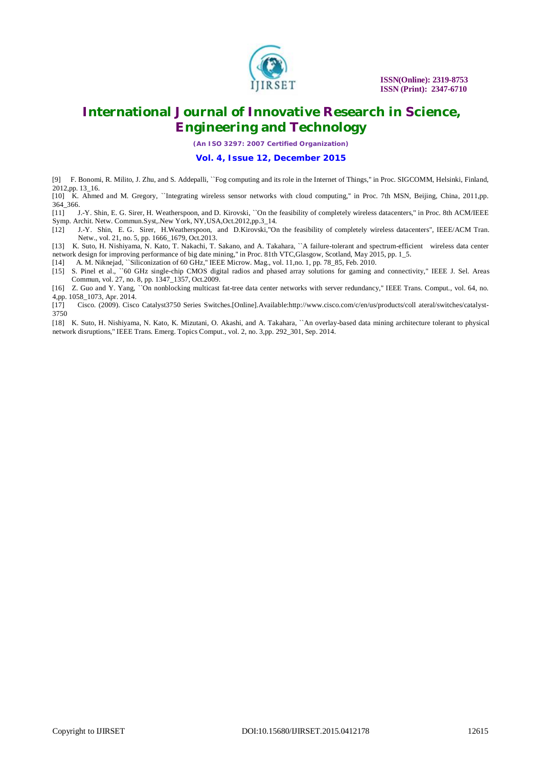[9] F. Bonomi, R. Milito, J. Zhu, and S. Addepalli, ``Fog computing and its role in the Internet of Things," in Proc. SIGCOMM, Helsinki, Finland, 2012,pp. 13_16.

[10] K. Ahmed and M. Gregory, ``Integrating wireless sensor networks with cloud computing," in Proc. 7th MSN, Beijing, China, 2011,pp. 364_366.

[11] J.-Y. Shin, E. G. Sirer, H. Weatherspoon, and D. Kirovski, ``On the feasibility of completely wireless datacenters," in Proc. 8th ACM/IEEE Symp. Archit. Netw. Commun.Syst,.New York, NY,USA,Oct.2012,pp.3_14.

[12] J.-Y. Shin, E. G. Sirer, H.Weatherspoon, and D.Kirovski,"On the feasibility of completely wireless datacenters", IEEE/ACM Tran. Netw., vol. 21, no. 5, pp. 1666_1679, Oct.2013.

[13] K. Suto, H. Nishiyama, N. Kato, T. Nakachi, T. Sakano, and A. Takahara, ``A failure-tolerant and spectrum-efficient wireless data center network design for improving performance of big date mining," in Proc. 81th VTC,Glasgow, Scotland, May 2015, pp. 1_5.

[14] A. M. Niknejad, ``Siliconization of 60 GHz," IEEE Microw. Mag., vol. 11,no. 1, pp. 78_85, Feb. 2010.

[15] S. Pinel et al., ``60 GHz single-chip CMOS digital radios and phased array solutions for gaming and connectivity," IEEE J. Sel. Areas Commun, vol. 27, no. 8, pp. 1347_1357, Oct.2009.

[16] Z. Guo and Y. Yang, ``On nonblocking multicast fat-tree data center networks with server redundancy," IEEE Trans. Comput., vol. 64, no. 4,pp. 1058_1073, Apr. 2014.

[17] Cisco. (2009). Cisco Catalyst3750 Series Switches.[Online].Available:http://www.cisco.com/c/en/us/products/coll ateral/switches/catalyst-3750

[18] K. Suto, H. Nishiyama, N. Kato, K. Mizutani, O. Akashi, and A. Takahara, ``An overlay-based data mining architecture tolerant to physical network disruptions," IEEE Trans. Emerg. Topics Comput., vol. 2, no. 3,pp. 292_301, Sep. 2014.